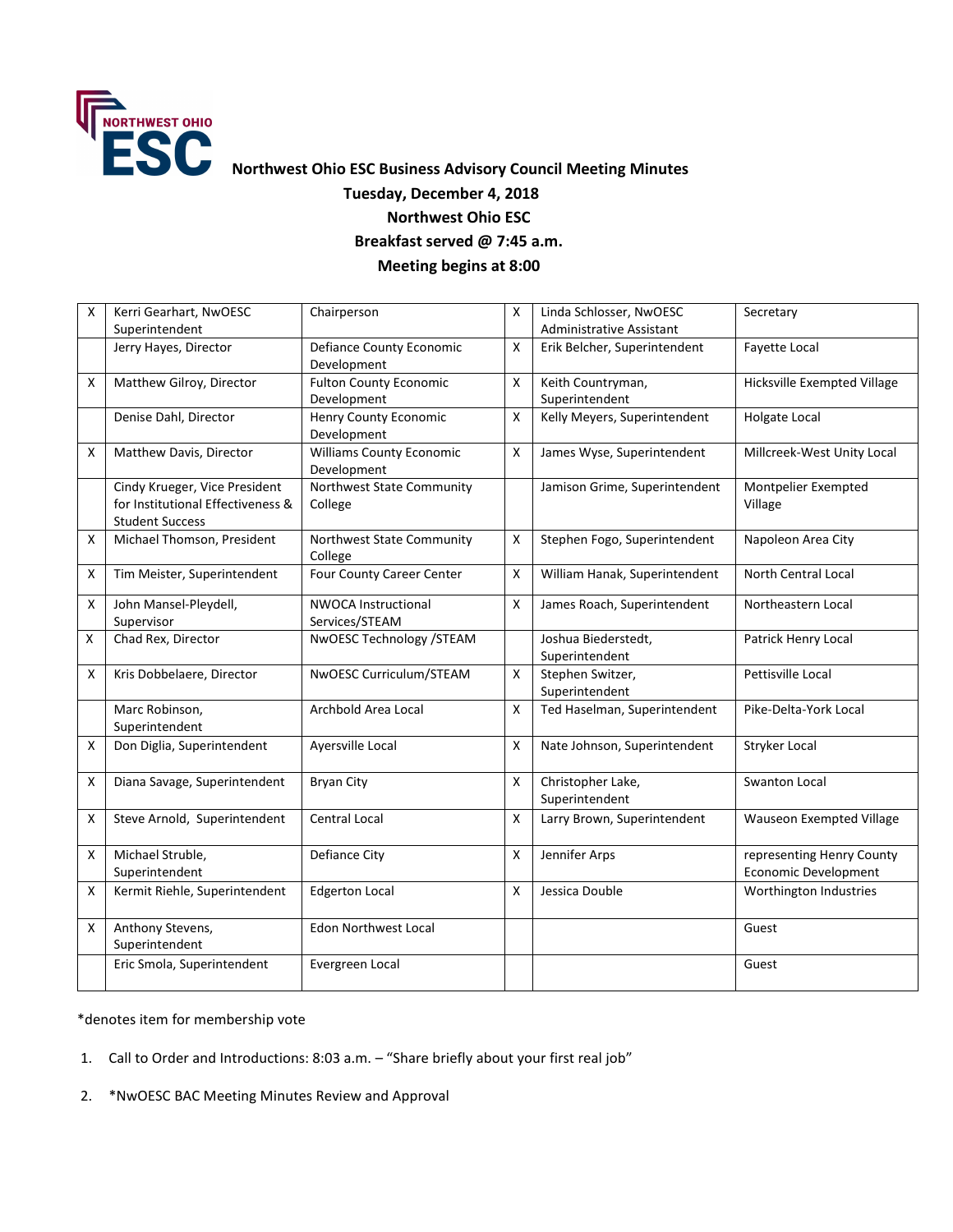# Northwest Ohio ESC Business Advisory Council Meeting Minutes

**Tuesday, December 4, 2018**
**Northwest Ohio ESC**
**Breakfast served @ 7:45 a.m.**
**Meeting begins at 8:00**

| | | | | | |
|---|---|---|---|---|---|
| X | Kerri Gearhart, NwOESC Superintendent | Chairperson | X | Linda Schlosser, NwOESC Administrative Assistant | Secretary |
| | Jerry Hayes, Director | Defiance County Economic Development | X | Erik Belcher, Superintendent | Fayette Local |
| X | Matthew Gilroy, Director | Fulton County Economic Development | X | Keith Countryman, Superintendent | Hicksville Exempted Village |
| | Denise Dahl, Director | Henry County Economic Development | X | Kelly Meyers, Superintendent | Holgate Local |
| X | Matthew Davis, Director | Williams County Economic Development | X | James Wyse, Superintendent | Millcreek-West Unity Local |
| | Cindy Krueger, Vice President for Institutional Effectiveness & Student Success | Northwest State Community College | | Jamison Grime, Superintendent | Montpelier Exempted Village |
| X | Michael Thomson, President | Northwest State Community College | X | Stephen Fogo, Superintendent | Napoleon Area City |
| X | Tim Meister, Superintendent | Four County Career Center | X | William Hanak, Superintendent | North Central Local |
| X | John Mansel-Pleydell, Supervisor | NWOCA Instructional Services/STEAM | X | James Roach, Superintendent | Northeastern Local |
| X | Chad Rex, Director | NwOESC Technology /STEAM | | Joshua Biederstedt, Superintendent | Patrick Henry Local |
| X | Kris Dobbelaere, Director | NwOESC Curriculum/STEAM | X | Stephen Switzer, Superintendent | Pettisville Local |
| | Marc Robinson, Superintendent | Archbold Area Local | X | Ted Haselman, Superintendent | Pike-Delta-York Local |
| X | Don Diglia, Superintendent | Ayersville Local | X | Nate Johnson, Superintendent | Stryker Local |
| X | Diana Savage, Superintendent | Bryan City | X | Christopher Lake, Superintendent | Swanton Local |
| X | Steve Arnold, Superintendent | Central Local | X | Larry Brown, Superintendent | Wauseon Exempted Village |
| X | Michael Struble, Superintendent | Defiance City | X | Jennifer Arps | representing Henry County Economic Development |
| X | Kermit Riehle, Superintendent | Edgerton Local | X | Jessica Double | Worthington Industries |
| X | Anthony Stevens, Superintendent | Edon Northwest Local | | | Guest |
| | Eric Smola, Superintendent | Evergreen Local | | | Guest |

*denotes item for membership vote

1. Call to Order and Introductions: 8:03 a.m. – "Share briefly about your first real job"
2. *NwOESC BAC Meeting Minutes Review and Approval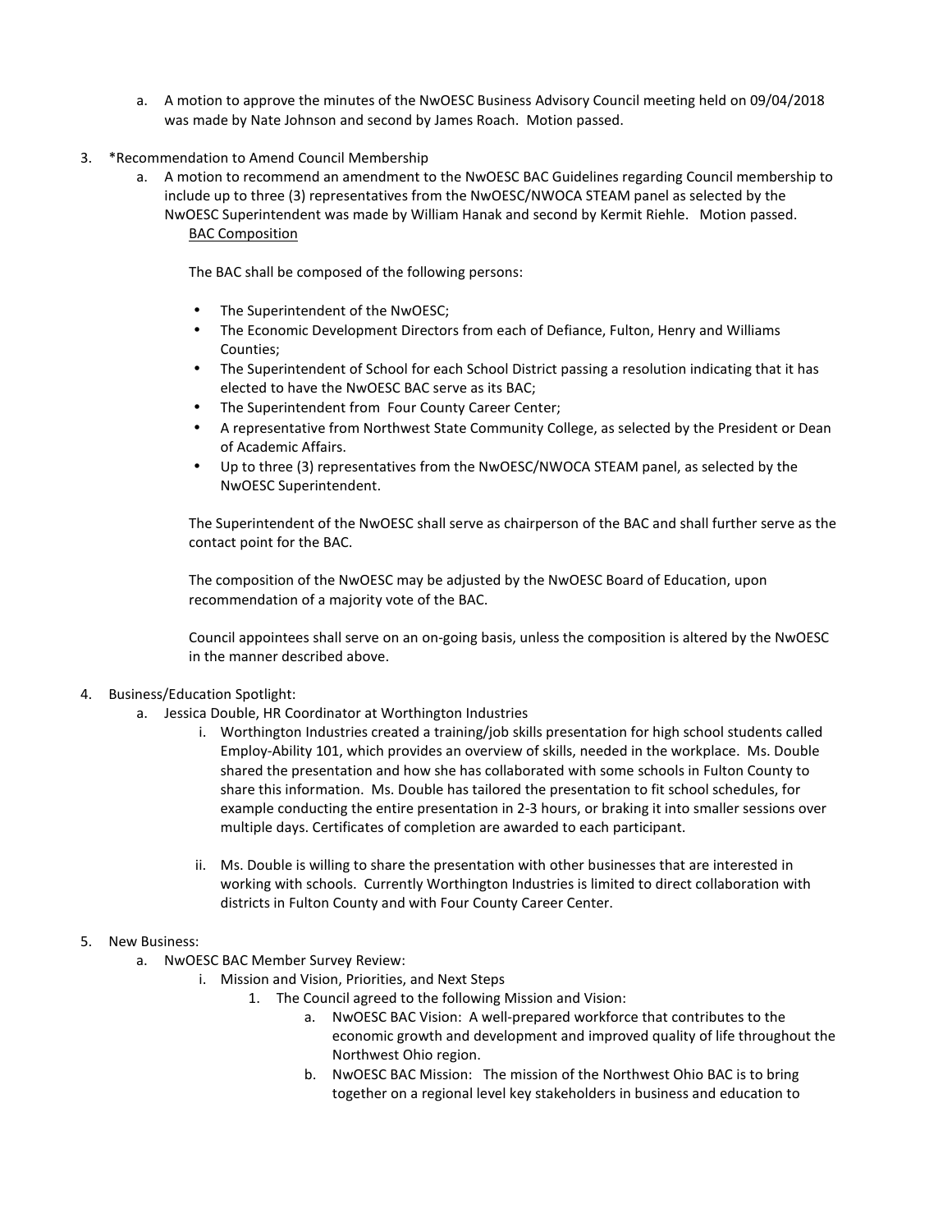a. A motion to approve the minutes of the NwOESC Business Advisory Council meeting held on 09/04/2018 was made by Nate Johnson and second by James Roach. Motion passed.

3. *Recommendation to Amend Council Membership
   a. A motion to recommend an amendment to the NwOESC BAC Guidelines regarding Council membership to include up to three (3) representatives from the NwOESC/NWOCA STEAM panel as selected by the NwOESC Superintendent was made by William Hanak and second by Kermit Riehle. Motion passed.

      <u>BAC Composition</u>

      The BAC shall be composed of the following persons:

      - The Superintendent of the NwOESC;
      - The Economic Development Directors from each of Defiance, Fulton, Henry and Williams Counties;
      - The Superintendent of School for each School District passing a resolution indicating that it has elected to have the NwOESC BAC serve as its BAC;
      - The Superintendent from Four County Career Center;
      - A representative from Northwest State Community College, as selected by the President or Dean of Academic Affairs.
      - Up to three (3) representatives from the NwOESC/NWOCA STEAM panel, as selected by the NwOESC Superintendent.

      The Superintendent of the NwOESC shall serve as chairperson of the BAC and shall further serve as the contact point for the BAC.

      The composition of the NwOESC may be adjusted by the NwOESC Board of Education, upon recommendation of a majority vote of the BAC.

      Council appointees shall serve on an on-going basis, unless the composition is altered by the NwOESC in the manner described above.

4. Business/Education Spotlight:
   a. Jessica Double, HR Coordinator at Worthington Industries
      i. Worthington Industries created a training/job skills presentation for high school students called Employ-Ability 101, which provides an overview of skills, needed in the workplace. Ms. Double shared the presentation and how she has collaborated with some schools in Fulton County to share this information. Ms. Double has tailored the presentation to fit school schedules, for example conducting the entire presentation in 2-3 hours, or braking it into smaller sessions over multiple days. Certificates of completion are awarded to each participant.

      ii. Ms. Double is willing to share the presentation with other businesses that are interested in working with schools. Currently Worthington Industries is limited to direct collaboration with districts in Fulton County and with Four County Career Center.

5. New Business:
   a. NwOESC BAC Member Survey Review:
      i. Mission and Vision, Priorities, and Next Steps
         1. The Council agreed to the following Mission and Vision:
            a. NwOESC BAC Vision: A well-prepared workforce that contributes to the economic growth and development and improved quality of life throughout the Northwest Ohio region.
            b. NwOESC BAC Mission: The mission of the Northwest Ohio BAC is to bring together on a regional level key stakeholders in business and education to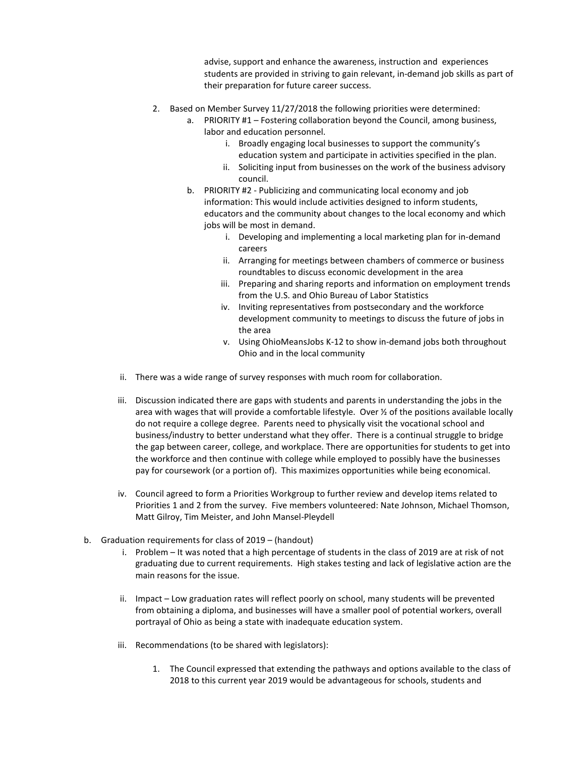advise, support and enhance the awareness, instruction and experiences students are provided in striving to gain relevant, in-demand job skills as part of their preparation for future career success.

2. Based on Member Survey 11/27/2018 the following priorities were determined:
    a. PRIORITY #1 – Fostering collaboration beyond the Council, among business, labor and education personnel.
        i. Broadly engaging local businesses to support the community's education system and participate in activities specified in the plan.
        ii. Soliciting input from businesses on the work of the business advisory council.
    b. PRIORITY #2 - Publicizing and communicating local economy and job information: This would include activities designed to inform students, educators and the community about changes to the local economy and which jobs will be most in demand.
        i. Developing and implementing a local marketing plan for in-demand careers
        ii. Arranging for meetings between chambers of commerce or business roundtables to discuss economic development in the area
        iii. Preparing and sharing reports and information on employment trends from the U.S. and Ohio Bureau of Labor Statistics
        iv. Inviting representatives from postsecondary and the workforce development community to meetings to discuss the future of jobs in the area
        v. Using OhioMeansJobs K-12 to show in-demand jobs both throughout Ohio and in the local community

ii. There was a wide range of survey responses with much room for collaboration.

iii. Discussion indicated there are gaps with students and parents in understanding the jobs in the area with wages that will provide a comfortable lifestyle. Over ½ of the positions available locally do not require a college degree. Parents need to physically visit the vocational school and business/industry to better understand what they offer. There is a continual struggle to bridge the gap between career, college, and workplace. There are opportunities for students to get into the workforce and then continue with college while employed to possibly have the businesses pay for coursework (or a portion of). This maximizes opportunities while being economical.

iv. Council agreed to form a Priorities Workgroup to further review and develop items related to Priorities 1 and 2 from the survey. Five members volunteered: Nate Johnson, Michael Thomson, Matt Gilroy, Tim Meister, and John Mansel-Pleydell

b. Graduation requirements for class of 2019 – (handout)
    i. Problem – It was noted that a high percentage of students in the class of 2019 are at risk of not graduating due to current requirements. High stakes testing and lack of legislative action are the main reasons for the issue.
    ii. Impact – Low graduation rates will reflect poorly on school, many students will be prevented from obtaining a diploma, and businesses will have a smaller pool of potential workers, overall portrayal of Ohio as being a state with inadequate education system.
    iii. Recommendations (to be shared with legislators):
        1. The Council expressed that extending the pathways and options available to the class of 2018 to this current year 2019 would be advantageous for schools, students and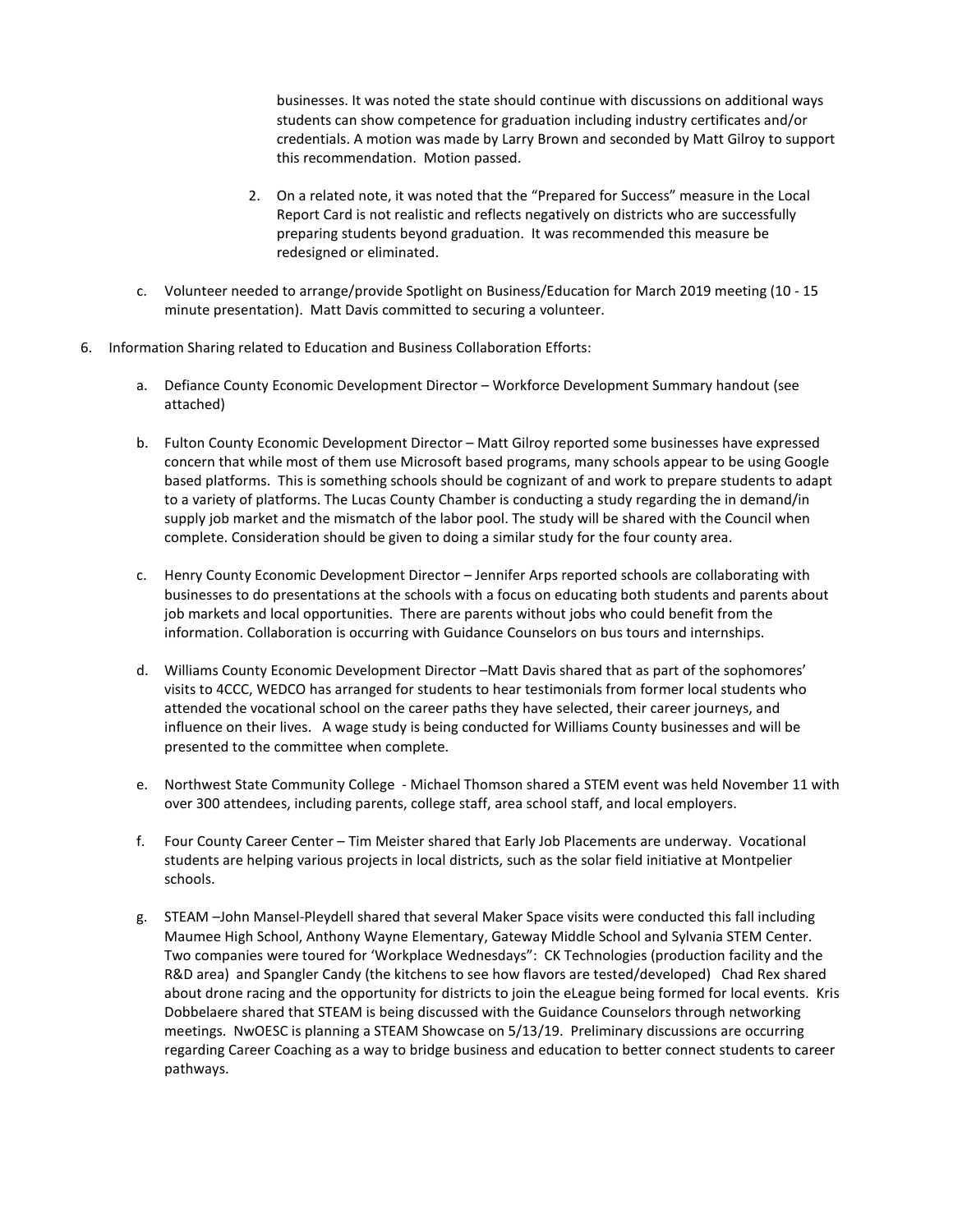businesses. It was noted the state should continue with discussions on additional ways students can show competence for graduation including industry certificates and/or credentials. A motion was made by Larry Brown and seconded by Matt Gilroy to support this recommendation. Motion passed.

2. On a related note, it was noted that the "Prepared for Success" measure in the Local Report Card is not realistic and reflects negatively on districts who are successfully preparing students beyond graduation. It was recommended this measure be redesigned or eliminated.

c. Volunteer needed to arrange/provide Spotlight on Business/Education for March 2019 meeting (10 - 15 minute presentation). Matt Davis committed to securing a volunteer.

6. Information Sharing related to Education and Business Collaboration Efforts:

   a. Defiance County Economic Development Director – Workforce Development Summary handout (see attached)

   b. Fulton County Economic Development Director – Matt Gilroy reported some businesses have expressed concern that while most of them use Microsoft based programs, many schools appear to be using Google based platforms. This is something schools should be cognizant of and work to prepare students to adapt to a variety of platforms. The Lucas County Chamber is conducting a study regarding the in demand/in supply job market and the mismatch of the labor pool. The study will be shared with the Council when complete. Consideration should be given to doing a similar study for the four county area.

   c. Henry County Economic Development Director – Jennifer Arps reported schools are collaborating with businesses to do presentations at the schools with a focus on educating both students and parents about job markets and local opportunities. There are parents without jobs who could benefit from the information. Collaboration is occurring with Guidance Counselors on bus tours and internships.

   d. Williams County Economic Development Director –Matt Davis shared that as part of the sophomores' visits to 4CCC, WEDCO has arranged for students to hear testimonials from former local students who attended the vocational school on the career paths they have selected, their career journeys, and influence on their lives. A wage study is being conducted for Williams County businesses and will be presented to the committee when complete.

   e. Northwest State Community College - Michael Thomson shared a STEM event was held November 11 with over 300 attendees, including parents, college staff, area school staff, and local employers.

   f. Four County Career Center – Tim Meister shared that Early Job Placements are underway. Vocational students are helping various projects in local districts, such as the solar field initiative at Montpelier schools.

   g. STEAM –John Mansel-Pleydell shared that several Maker Space visits were conducted this fall including Maumee High School, Anthony Wayne Elementary, Gateway Middle School and Sylvania STEM Center. Two companies were toured for 'Workplace Wednesdays": CK Technologies (production facility and the R&D area) and Spangler Candy (the kitchens to see how flavors are tested/developed) Chad Rex shared about drone racing and the opportunity for districts to join the eLeague being formed for local events. Kris Dobbelaere shared that STEAM is being discussed with the Guidance Counselors through networking meetings. NwOESC is planning a STEAM Showcase on 5/13/19. Preliminary discussions are occurring regarding Career Coaching as a way to bridge business and education to better connect students to career pathways.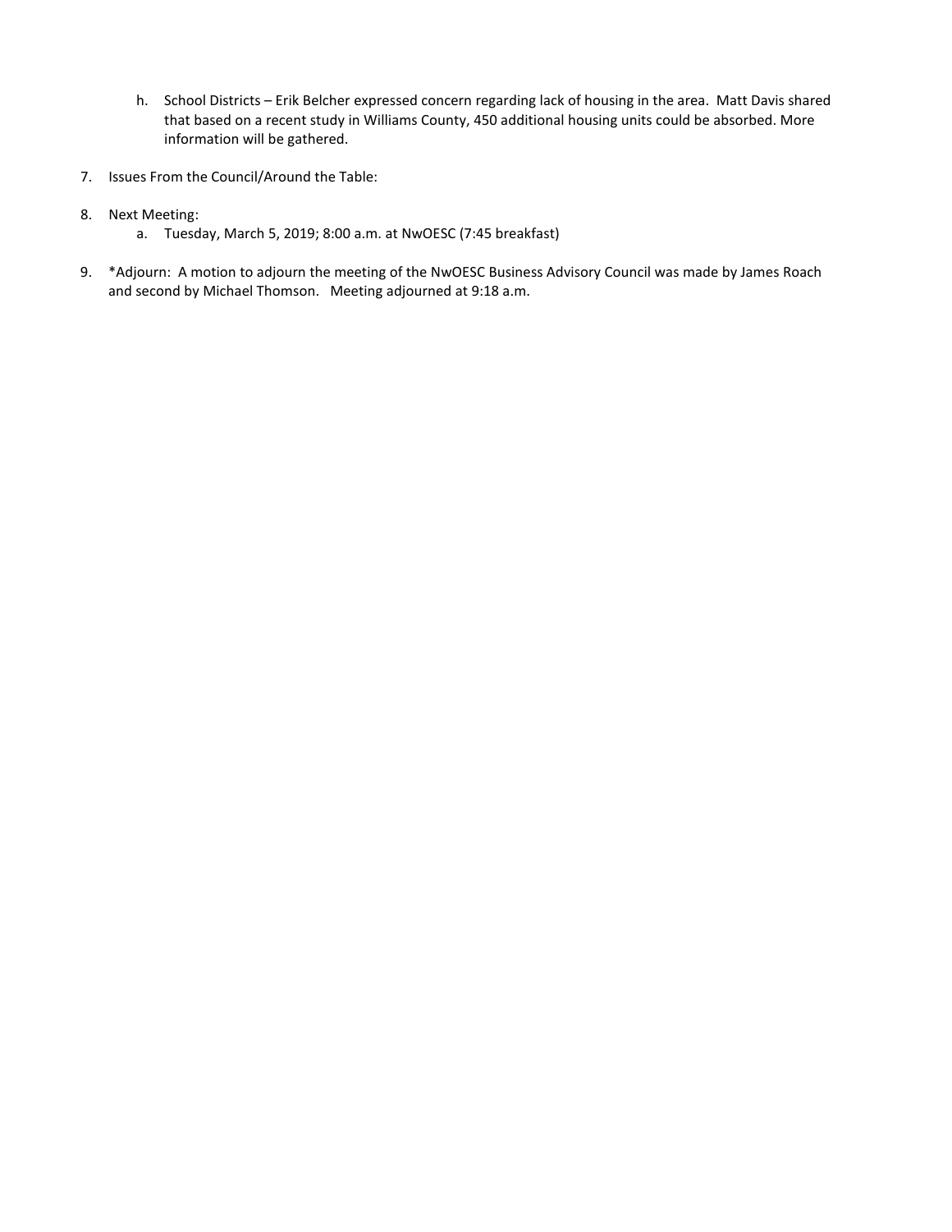h. School Districts – Erik Belcher expressed concern regarding lack of housing in the area. Matt Davis shared that based on a recent study in Williams County, 450 additional housing units could be absorbed. More information will be gathered.

7. Issues From the Council/Around the Table:

8. Next Meeting:
   a. Tuesday, March 5, 2019; 8:00 a.m. at NwOESC (7:45 breakfast)

9. *Adjourn: A motion to adjourn the meeting of the NwOESC Business Advisory Council was made by James Roach and second by Michael Thomson. Meeting adjourned at 9:18 a.m.